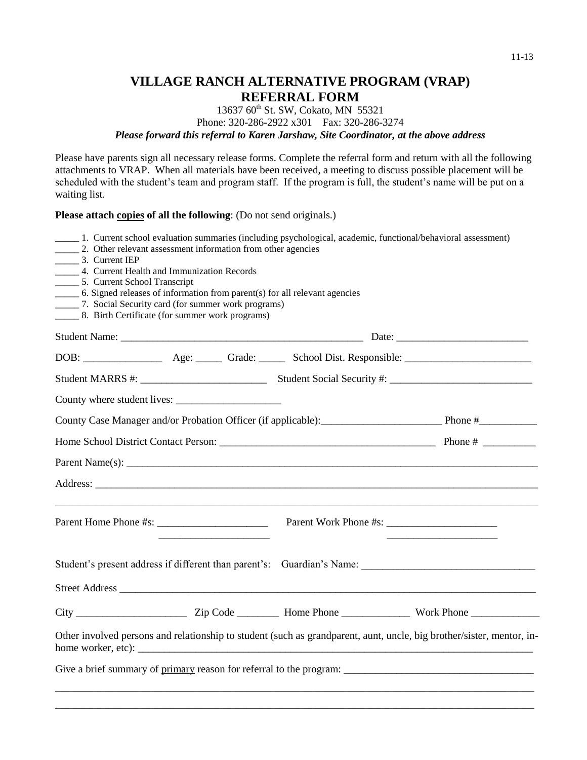# VILLAGE RANCH ALTERNATIVE PROGRAM (VRAP)
# REFERRAL FORM

13637 60th St. SW, Cokato, MN 55321

Phone: 320-286-2922 x301 Fax: 320-286-3274

***Please forward this referral to Karen Jarshaw, Site Coordinator, at the above address***

Please have parents sign all necessary release forms. Complete the referral form and return with all the following attachments to VRAP. When all materials have been received, a meeting to discuss possible placement will be scheduled with the student's team and program staff. If the program is full, the student's name will be put on a waiting list.

**Please attach copies of all the following**: (Do not send originals.)

_____ 1. Current school evaluation summaries (including psychological, academic, functional/behavioral assessment)
_____ 2. Other relevant assessment information from other agencies
_____ 3. Current IEP
_____ 4. Current Health and Immunization Records
_____ 5. Current School Transcript
_____ 6. Signed releases of information from parent(s) for all relevant agencies
_____ 7. Social Security card (for summer work programs)
_____ 8. Birth Certificate (for summer work programs)

Student Name: _______________________________________________ Date: _________________________

DOB: _______________ Age: _____ Grade: _____ School Dist. Responsible: ________________________

Student MARRS #: ________________________ Student Social Security #: ___________________________

County where student lives: ____________________

County Case Manager and/or Probation Officer (if applicable):_______________________ Phone #___________

Home School District Contact Person: ________________________________________ Phone # __________

Parent Name(s): ______________________________________________________________________________

Address: ___________________________________________________________________________________

___________________________________________________________________________________________

Parent Home Phone #s: _____________________ Parent Work Phone #s: _____________________

_____________________ _____________________

Student's present address if different than parent's: Guardian's Name: ________________________________

Street Address ________________________________________________________________________________

City _____________________ Zip Code ________ Home Phone _____________ Work Phone _____________

Other involved persons and relationship to student (such as grandparent, aunt, uncle, big brother/sister, mentor, in-home worker, etc): _______________________________________________________________________________

Give a brief summary of primary reason for referral to the program: ___________________________________

___________________________________________________________________________________________

___________________________________________________________________________________________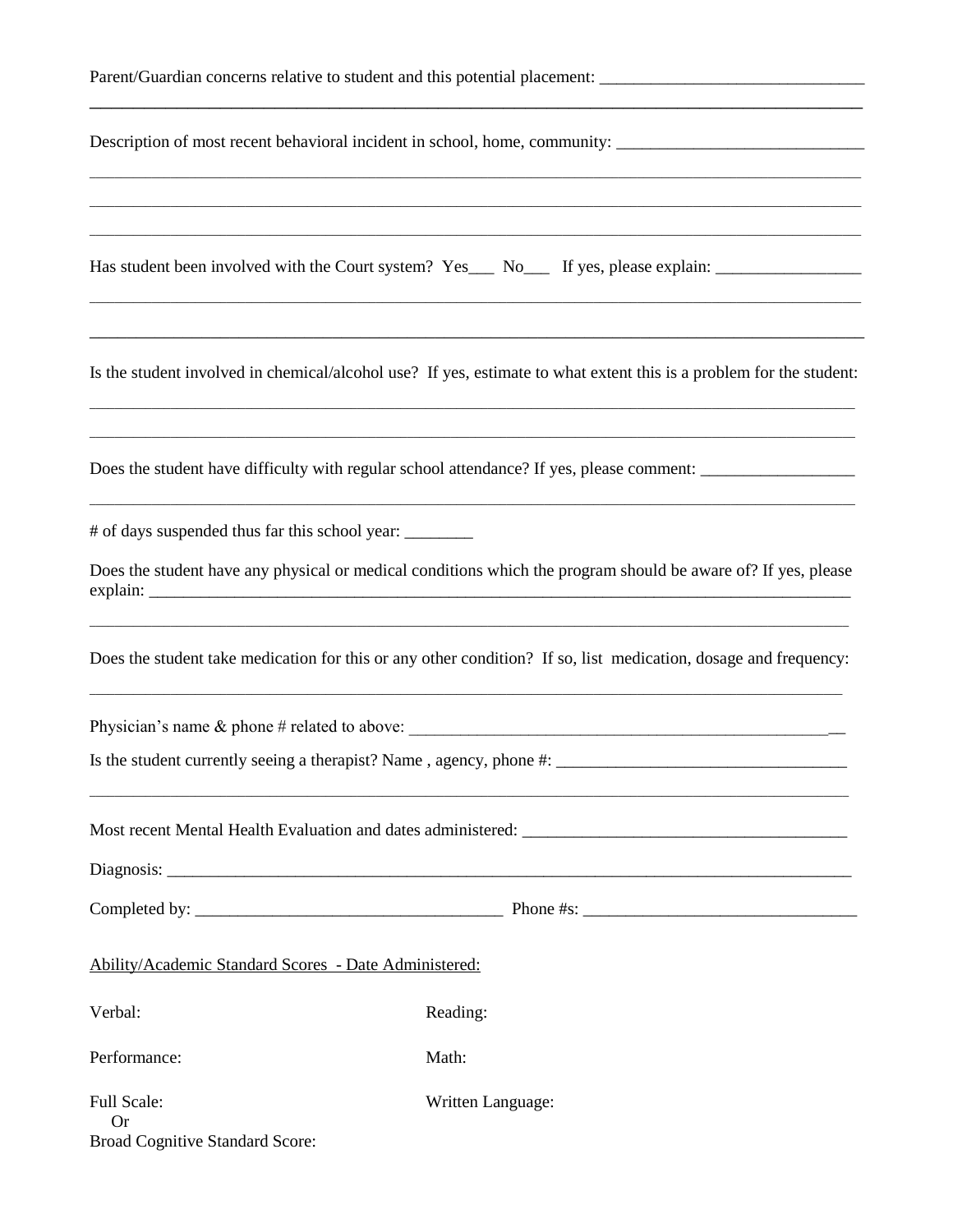Parent/Guardian concerns relative to student and this potential placement: _______________________________

_______________________________________________________________________________________

Description of most recent behavioral incident in school, home, community: _____________________________

_______________________________________________________________________________________

_______________________________________________________________________________________

_______________________________________________________________________________________

Has student been involved with the Court system? Yes___ No___ If yes, please explain: _________________

_______________________________________________________________________________________

_______________________________________________________________________________________

Is the student involved in chemical/alcohol use? If yes, estimate to what extent this is a problem for the student:

_______________________________________________________________________________________

_______________________________________________________________________________________

Does the student have difficulty with regular school attendance? If yes, please comment: __________________

_______________________________________________________________________________________

# of days suspended thus far this school year: ________

Does the student have any physical or medical conditions which the program should be aware of? If yes, please explain: ________________________________________________________________________________

_______________________________________________________________________________________

Does the student take medication for this or any other condition? If so, list medication, dosage and frequency:

_______________________________________________________________________________________

Physician's name & phone # related to above: _____________________________________________________

Is the student currently seeing a therapist? Name , agency, phone #: __________________________________

_______________________________________________________________________________________

Most recent Mental Health Evaluation and dates administered: ______________________________________

Diagnosis: _____________________________________________________________________________

Completed by: ____________________________________ Phone #s: ________________________________

Ability/Academic Standard Scores - Date Administered:

Verbal:

Performance:

Full Scale:
Or
Broad Cognitive Standard Score:

Reading:

Math:

Written Language: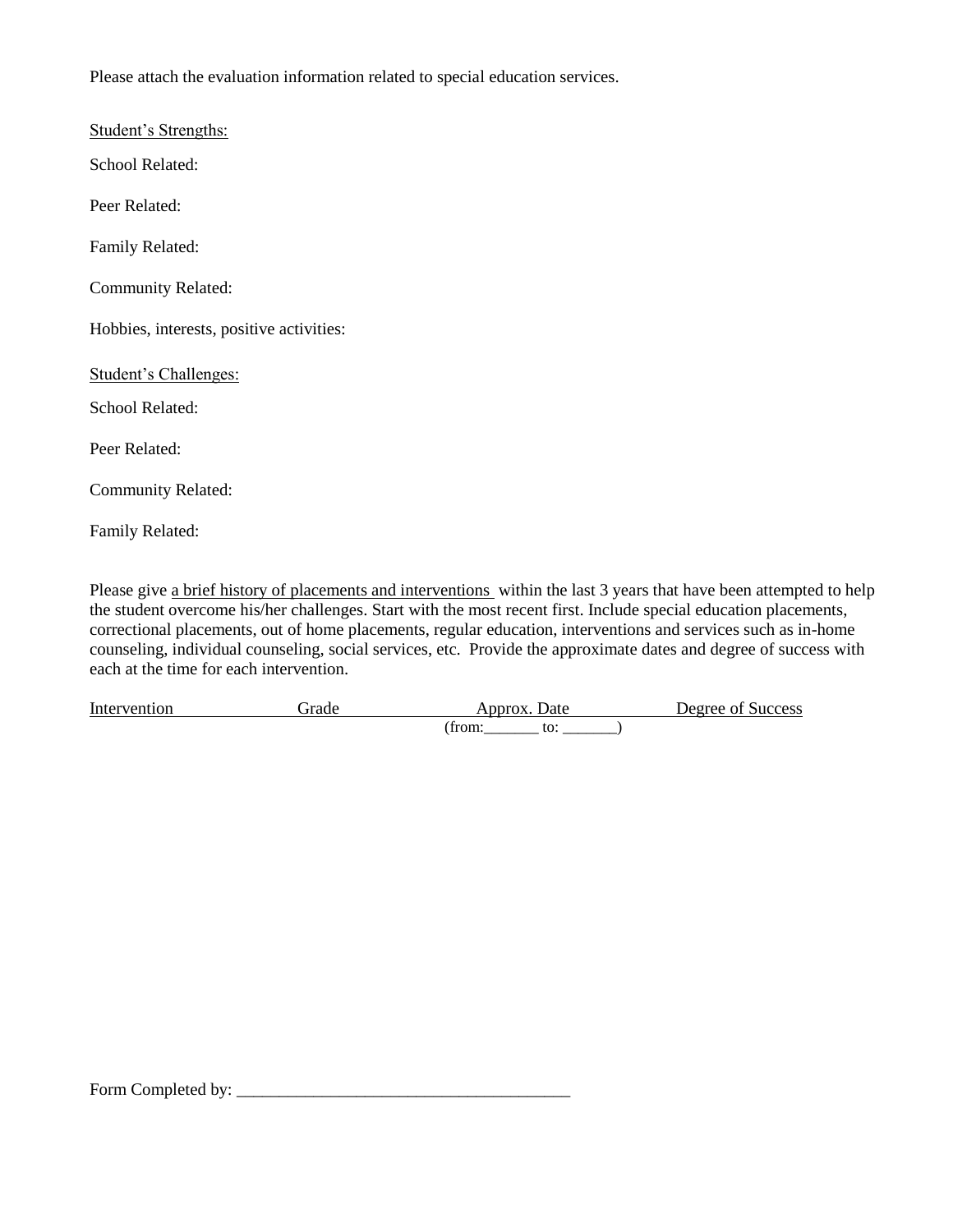Please attach the evaluation information related to special education services.

Student's Strengths:

School Related:

Peer Related:

Family Related:

Community Related:

Hobbies, interests, positive activities:

Student's Challenges:

School Related:

Peer Related:

Community Related:

Family Related:

Please give a brief history of placements and interventions within the last 3 years that have been attempted to help the student overcome his/her challenges. Start with the most recent first. Include special education placements, correctional placements, out of home placements, regular education, interventions and services such as in-home counseling, individual counseling, social services, etc. Provide the approximate dates and degree of success with each at the time for each intervention.

| Intervention | Grade | Approx. Date (from:_______ to: _______) | Degree of Success |
|---|---|---|---|

Form Completed by: _______________________________________